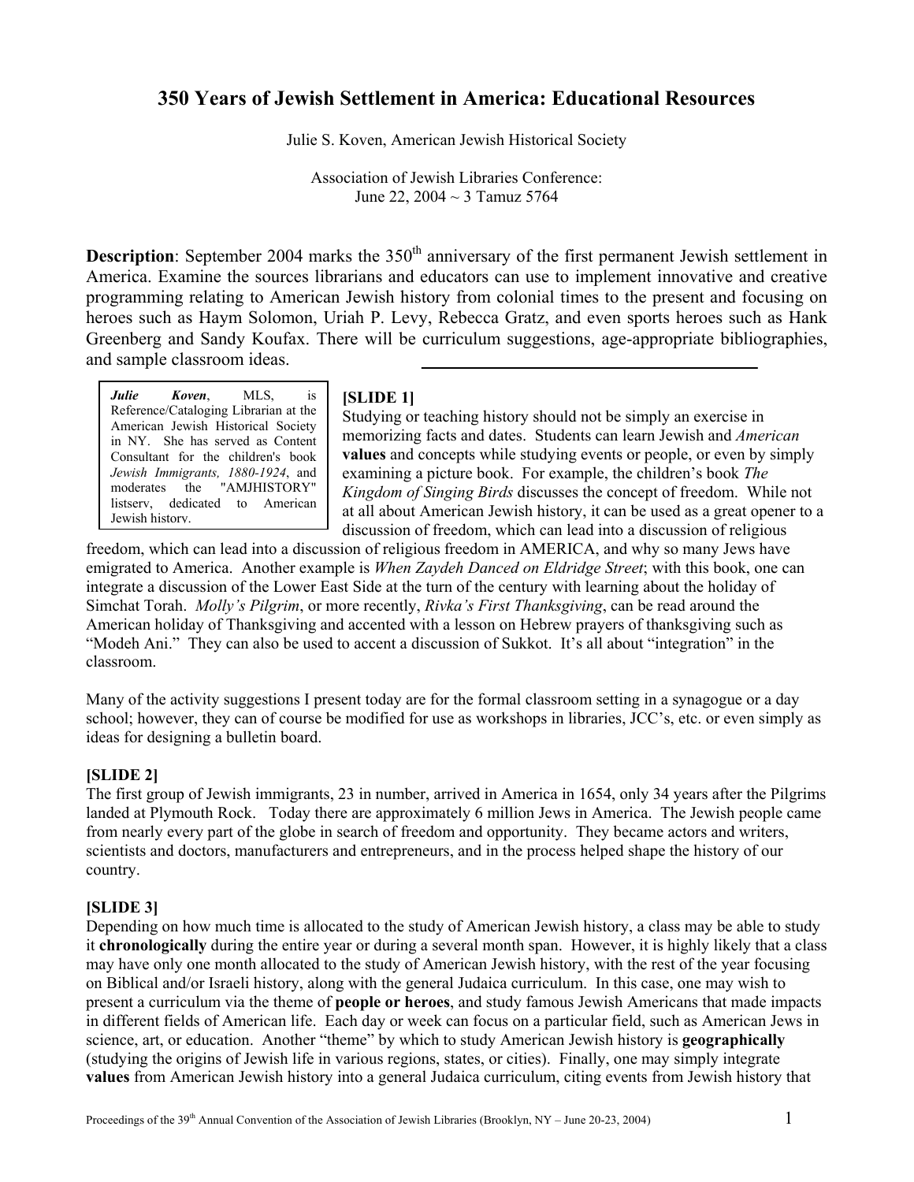# 350 Years of Jewish Settlement in America: Educational Resources

Julie S. Koven, American Jewish Historical Society

Association of Jewish Libraries Conference:
June 22, 2004 ~ 3 Tamuz 5764

**Description**: September 2004 marks the 350th anniversary of the first permanent Jewish settlement in America. Examine the sources librarians and educators can use to implement innovative and creative programming relating to American Jewish history from colonial times to the present and focusing on heroes such as Haym Solomon, Uriah P. Levy, Rebecca Gratz, and even sports heroes such as Hank Greenberg and Sandy Koufax. There will be curriculum suggestions, age-appropriate bibliographies, and sample classroom ideas.

---

***Julie Koven***, MLS, is Reference/Cataloging Librarian at the American Jewish Historical Society in NY. She has served as Content Consultant for the children's book *Jewish Immigrants, 1880-1924*, and moderates the "AMJHISTORY" listserv, dedicated to American Jewish history.

**[SLIDE 1]**

Studying or teaching history should not be simply an exercise in memorizing facts and dates. Students can learn Jewish and *American* **values** and concepts while studying events or people, or even by simply examining a picture book. For example, the children's book *The Kingdom of Singing Birds* discusses the concept of freedom. While not at all about American Jewish history, it can be used as a great opener to a discussion of freedom, which can lead into a discussion of religious freedom, which can lead into a discussion of religious freedom in AMERICA, and why so many Jews have emigrated to America. Another example is *When Zaydeh Danced on Eldridge Street*; with this book, one can integrate a discussion of the Lower East Side at the turn of the century with learning about the holiday of Simchat Torah. *Molly's Pilgrim*, or more recently, *Rivka's First Thanksgiving*, can be read around the American holiday of Thanksgiving and accented with a lesson on Hebrew prayers of thanksgiving such as "Modeh Ani." They can also be used to accent a discussion of Sukkot. It's all about "integration" in the classroom.

Many of the activity suggestions I present today are for the formal classroom setting in a synagogue or a day school; however, they can of course be modified for use as workshops in libraries, JCC's, etc. or even simply as ideas for designing a bulletin board.

**[SLIDE 2]**

The first group of Jewish immigrants, 23 in number, arrived in America in 1654, only 34 years after the Pilgrims landed at Plymouth Rock. Today there are approximately 6 million Jews in America. The Jewish people came from nearly every part of the globe in search of freedom and opportunity. They became actors and writers, scientists and doctors, manufacturers and entrepreneurs, and in the process helped shape the history of our country.

**[SLIDE 3]**

Depending on how much time is allocated to the study of American Jewish history, a class may be able to study it **chronologically** during the entire year or during a several month span. However, it is highly likely that a class may have only one month allocated to the study of American Jewish history, with the rest of the year focusing on Biblical and/or Israeli history, along with the general Judaica curriculum. In this case, one may wish to present a curriculum via the theme of **people or heroes**, and study famous Jewish Americans that made impacts in different fields of American life. Each day or week can focus on a particular field, such as American Jews in science, art, or education. Another "theme" by which to study American Jewish history is **geographically** (studying the origins of Jewish life in various regions, states, or cities). Finally, one may simply integrate **values** from American Jewish history into a general Judaica curriculum, citing events from Jewish history that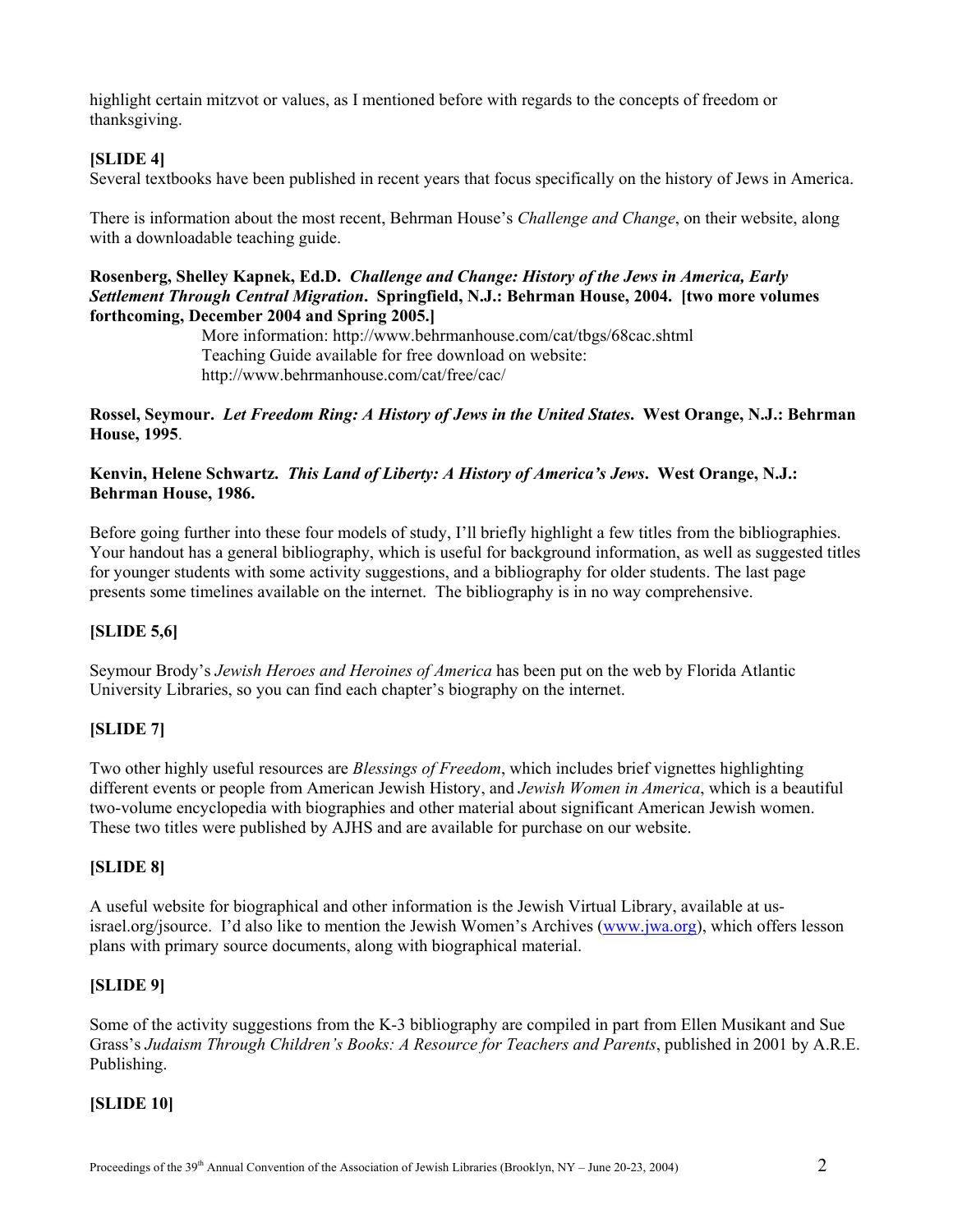highlight certain mitzvot or values, as I mentioned before with regards to the concepts of freedom or thanksgiving.

**[SLIDE 4]**

Several textbooks have been published in recent years that focus specifically on the history of Jews in America.

There is information about the most recent, Behrman House's *Challenge and Change*, on their website, along with a downloadable teaching guide.

**Rosenberg, Shelley Kapnek, Ed.D. *Challenge and Change: History of the Jews in America, Early Settlement Through Central Migration*. Springfield, N.J.: Behrman House, 2004. [two more volumes forthcoming, December 2004 and Spring 2005.]**

More information: http://www.behrmanhouse.com/cat/tbgs/68cac.shtml
Teaching Guide available for free download on website:
http://www.behrmanhouse.com/cat/free/cac/

**Rossel, Seymour. *Let Freedom Ring: A History of Jews in the United States*. West Orange, N.J.: Behrman House, 1995**.

**Kenvin, Helene Schwartz. *This Land of Liberty: A History of America's Jews*. West Orange, N.J.: Behrman House, 1986.**

Before going further into these four models of study, I'll briefly highlight a few titles from the bibliographies. Your handout has a general bibliography, which is useful for background information, as well as suggested titles for younger students with some activity suggestions, and a bibliography for older students. The last page presents some timelines available on the internet. The bibliography is in no way comprehensive.

**[SLIDE 5,6]**

Seymour Brody's *Jewish Heroes and Heroines of America* has been put on the web by Florida Atlantic University Libraries, so you can find each chapter's biography on the internet.

**[SLIDE 7]**

Two other highly useful resources are *Blessings of Freedom*, which includes brief vignettes highlighting different events or people from American Jewish History, and *Jewish Women in America*, which is a beautiful two-volume encyclopedia with biographies and other material about significant American Jewish women. These two titles were published by AJHS and are available for purchase on our website.

**[SLIDE 8]**

A useful website for biographical and other information is the Jewish Virtual Library, available at us-israel.org/jsource. I'd also like to mention the Jewish Women's Archives (www.jwa.org), which offers lesson plans with primary source documents, along with biographical material.

**[SLIDE 9]**

Some of the activity suggestions from the K-3 bibliography are compiled in part from Ellen Musikant and Sue Grass's *Judaism Through Children's Books: A Resource for Teachers and Parents*, published in 2001 by A.R.E. Publishing.

**[SLIDE 10]**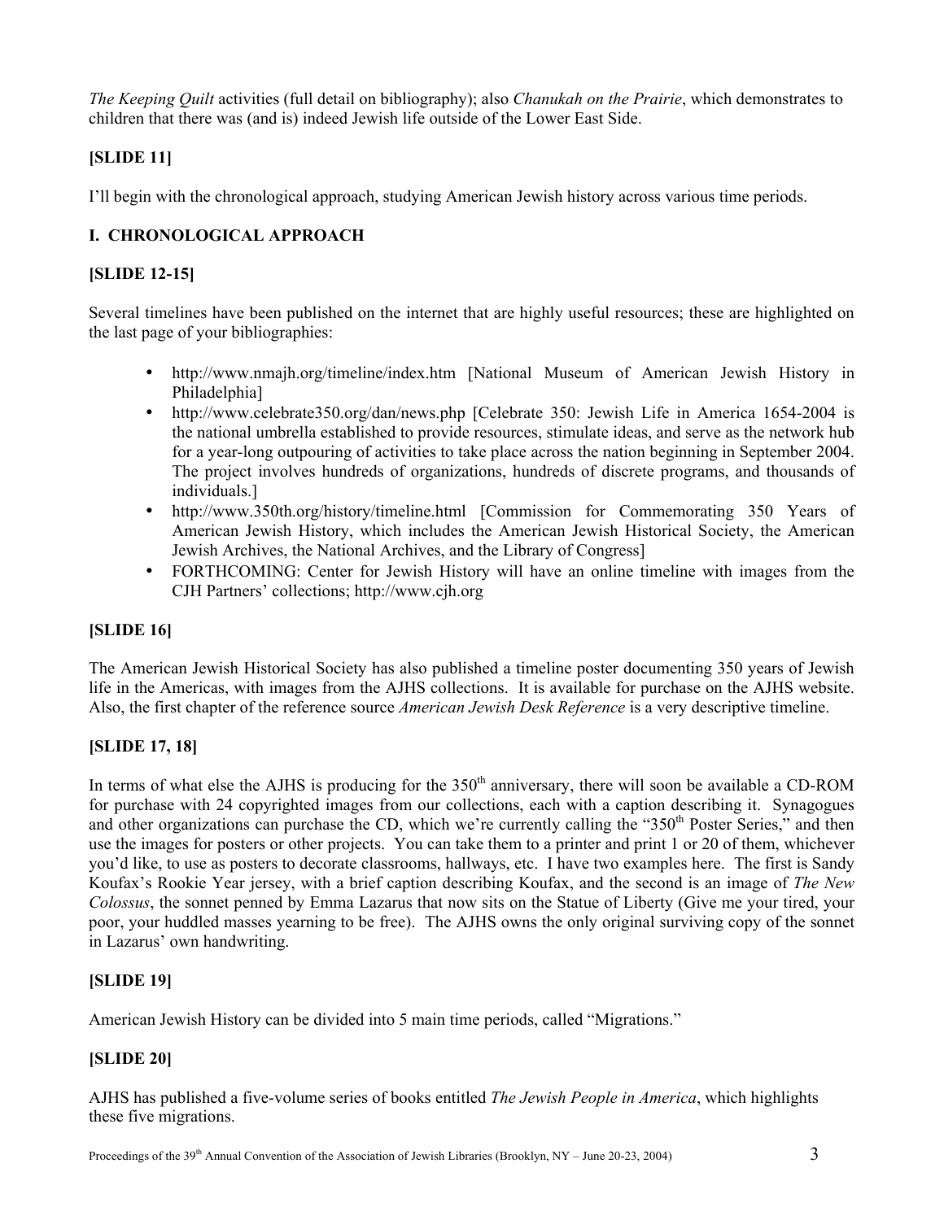*The Keeping Quilt* activities (full detail on bibliography); also *Chanukah on the Prairie*, which demonstrates to children that there was (and is) indeed Jewish life outside of the Lower East Side.

**[SLIDE 11]**

I'll begin with the chronological approach, studying American Jewish history across various time periods.

## I. CHRONOLOGICAL APPROACH

**[SLIDE 12-15]**

Several timelines have been published on the internet that are highly useful resources; these are highlighted on the last page of your bibliographies:

- http://www.nmajh.org/timeline/index.htm [National Museum of American Jewish History in Philadelphia]
- http://www.celebrate350.org/dan/news.php [Celebrate 350: Jewish Life in America 1654-2004 is the national umbrella established to provide resources, stimulate ideas, and serve as the network hub for a year-long outpouring of activities to take place across the nation beginning in September 2004. The project involves hundreds of organizations, hundreds of discrete programs, and thousands of individuals.]
- http://www.350th.org/history/timeline.html [Commission for Commemorating 350 Years of American Jewish History, which includes the American Jewish Historical Society, the American Jewish Archives, the National Archives, and the Library of Congress]
- FORTHCOMING: Center for Jewish History will have an online timeline with images from the CJH Partners' collections; http://www.cjh.org

**[SLIDE 16]**

The American Jewish Historical Society has also published a timeline poster documenting 350 years of Jewish life in the Americas, with images from the AJHS collections. It is available for purchase on the AJHS website. Also, the first chapter of the reference source *American Jewish Desk Reference* is a very descriptive timeline.

**[SLIDE 17, 18]**

In terms of what else the AJHS is producing for the 350th anniversary, there will soon be available a CD-ROM for purchase with 24 copyrighted images from our collections, each with a caption describing it. Synagogues and other organizations can purchase the CD, which we're currently calling the "350th Poster Series," and then use the images for posters or other projects. You can take them to a printer and print 1 or 20 of them, whichever you'd like, to use as posters to decorate classrooms, hallways, etc. I have two examples here. The first is Sandy Koufax's Rookie Year jersey, with a brief caption describing Koufax, and the second is an image of *The New Colossus*, the sonnet penned by Emma Lazarus that now sits on the Statue of Liberty (Give me your tired, your poor, your huddled masses yearning to be free). The AJHS owns the only original surviving copy of the sonnet in Lazarus' own handwriting.

**[SLIDE 19]**

American Jewish History can be divided into 5 main time periods, called "Migrations."

**[SLIDE 20]**

AJHS has published a five-volume series of books entitled *The Jewish People in America*, which highlights these five migrations.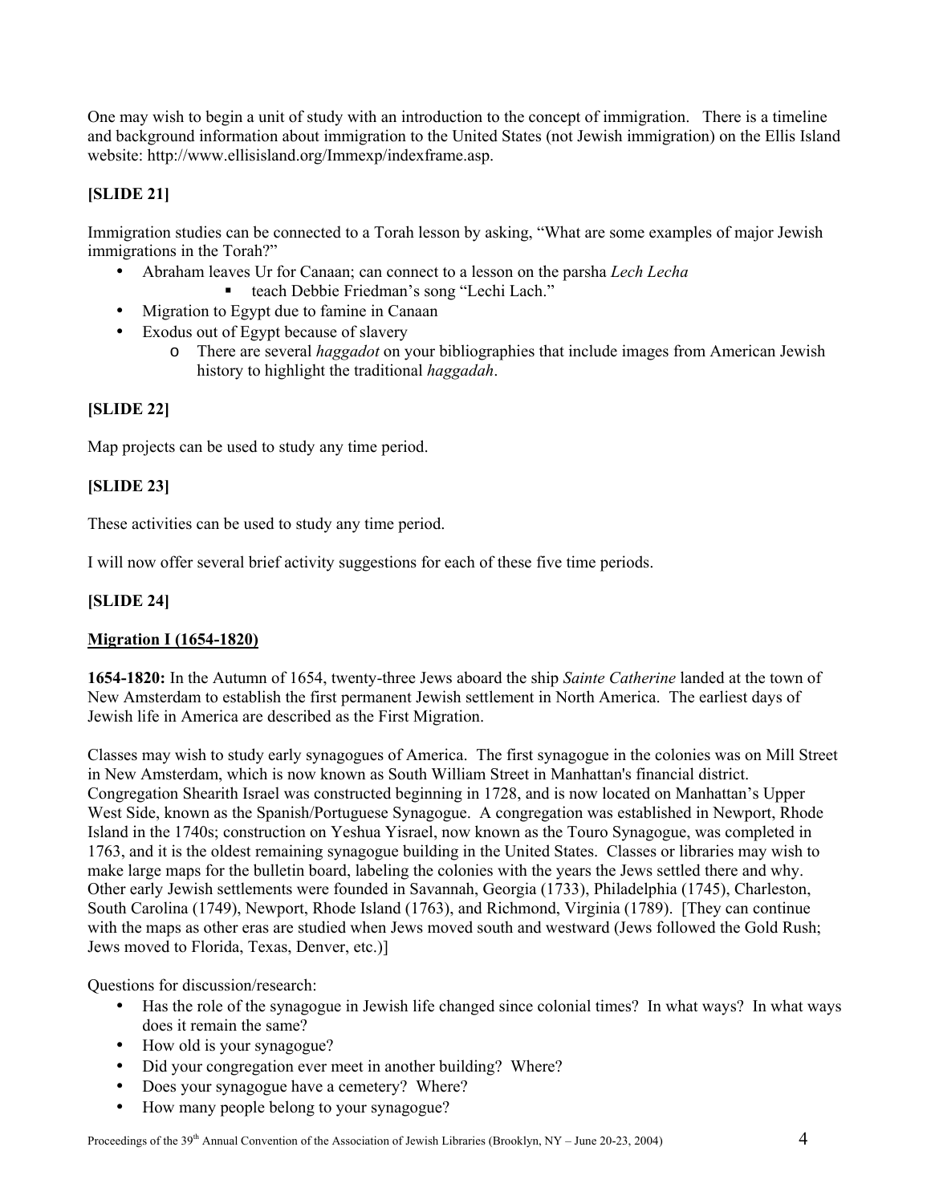One may wish to begin a unit of study with an introduction to the concept of immigration. There is a timeline and background information about immigration to the United States (not Jewish immigration) on the Ellis Island website: http://www.ellisisland.org/Immexp/indexframe.asp.

**[SLIDE 21]**

Immigration studies can be connected to a Torah lesson by asking, "What are some examples of major Jewish immigrations in the Torah?"

- Abraham leaves Ur for Canaan; can connect to a lesson on the parsha *Lech Lecha*
    - teach Debbie Friedman's song "Lechi Lach."
- Migration to Egypt due to famine in Canaan
- Exodus out of Egypt because of slavery
    - There are several *haggadot* on your bibliographies that include images from American Jewish history to highlight the traditional *haggadah*.

**[SLIDE 22]**

Map projects can be used to study any time period.

**[SLIDE 23]**

These activities can be used to study any time period.

I will now offer several brief activity suggestions for each of these five time periods.

**[SLIDE 24]**

**Migration I (1654-1820)**

**1654-1820:** In the Autumn of 1654, twenty-three Jews aboard the ship *Sainte Catherine* landed at the town of New Amsterdam to establish the first permanent Jewish settlement in North America. The earliest days of Jewish life in America are described as the First Migration.

Classes may wish to study early synagogues of America. The first synagogue in the colonies was on Mill Street in New Amsterdam, which is now known as South William Street in Manhattan's financial district. Congregation Shearith Israel was constructed beginning in 1728, and is now located on Manhattan's Upper West Side, known as the Spanish/Portuguese Synagogue. A congregation was established in Newport, Rhode Island in the 1740s; construction on Yeshua Yisrael, now known as the Touro Synagogue, was completed in 1763, and it is the oldest remaining synagogue building in the United States. Classes or libraries may wish to make large maps for the bulletin board, labeling the colonies with the years the Jews settled there and why. Other early Jewish settlements were founded in Savannah, Georgia (1733), Philadelphia (1745), Charleston, South Carolina (1749), Newport, Rhode Island (1763), and Richmond, Virginia (1789). [They can continue with the maps as other eras are studied when Jews moved south and westward (Jews followed the Gold Rush; Jews moved to Florida, Texas, Denver, etc.)]

Questions for discussion/research:

- Has the role of the synagogue in Jewish life changed since colonial times? In what ways? In what ways does it remain the same?
- How old is your synagogue?
- Did your congregation ever meet in another building? Where?
- Does your synagogue have a cemetery? Where?
- How many people belong to your synagogue?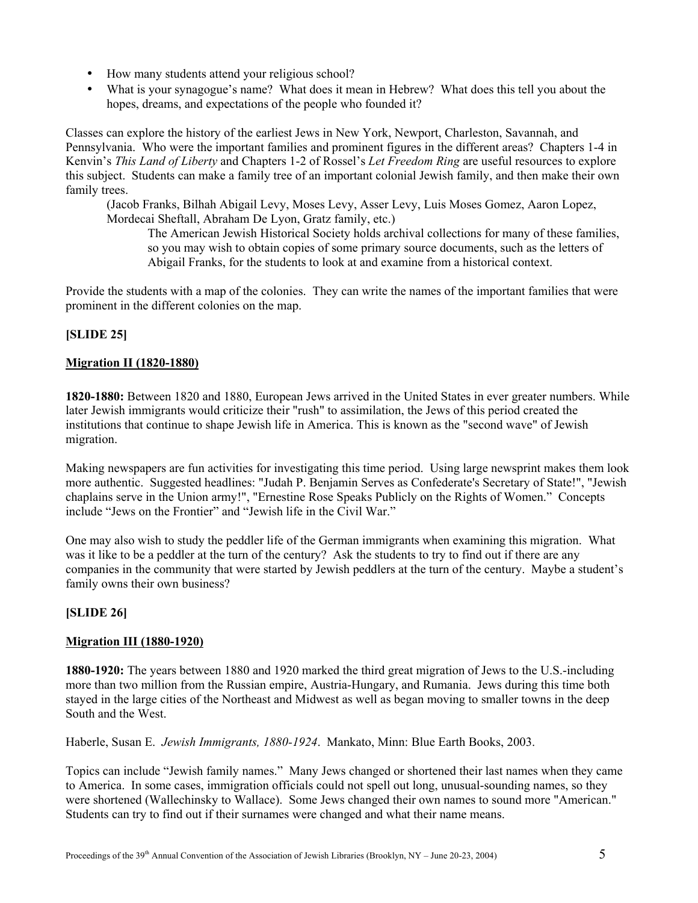- How many students attend your religious school?
- What is your synagogue's name? What does it mean in Hebrew? What does this tell you about the hopes, dreams, and expectations of the people who founded it?

Classes can explore the history of the earliest Jews in New York, Newport, Charleston, Savannah, and Pennsylvania. Who were the important families and prominent figures in the different areas? Chapters 1-4 in Kenvin's *This Land of Liberty* and Chapters 1-2 of Rossel's *Let Freedom Ring* are useful resources to explore this subject. Students can make a family tree of an important colonial Jewish family, and then make their own family trees.

> (Jacob Franks, Bilhah Abigail Levy, Moses Levy, Asser Levy, Luis Moses Gomez, Aaron Lopez, Mordecai Sheftall, Abraham De Lyon, Gratz family, etc.)
>
> > The American Jewish Historical Society holds archival collections for many of these families, so you may wish to obtain copies of some primary source documents, such as the letters of Abigail Franks, for the students to look at and examine from a historical context.

Provide the students with a map of the colonies. They can write the names of the important families that were prominent in the different colonies on the map.

**[SLIDE 25]**

**Migration II (1820-1880)**

**1820-1880:** Between 1820 and 1880, European Jews arrived in the United States in ever greater numbers. While later Jewish immigrants would criticize their "rush" to assimilation, the Jews of this period created the institutions that continue to shape Jewish life in America. This is known as the "second wave" of Jewish migration.

Making newspapers are fun activities for investigating this time period. Using large newsprint makes them look more authentic. Suggested headlines: "Judah P. Benjamin Serves as Confederate's Secretary of State!", "Jewish chaplains serve in the Union army!", "Ernestine Rose Speaks Publicly on the Rights of Women." Concepts include "Jews on the Frontier" and "Jewish life in the Civil War."

One may also wish to study the peddler life of the German immigrants when examining this migration. What was it like to be a peddler at the turn of the century? Ask the students to try to find out if there are any companies in the community that were started by Jewish peddlers at the turn of the century. Maybe a student's family owns their own business?

**[SLIDE 26]**

**Migration III (1880-1920)**

**1880-1920:** The years between 1880 and 1920 marked the third great migration of Jews to the U.S.-including more than two million from the Russian empire, Austria-Hungary, and Rumania. Jews during this time both stayed in the large cities of the Northeast and Midwest as well as began moving to smaller towns in the deep South and the West.

Haberle, Susan E. *Jewish Immigrants, 1880-1924*. Mankato, Minn: Blue Earth Books, 2003.

Topics can include "Jewish family names." Many Jews changed or shortened their last names when they came to America. In some cases, immigration officials could not spell out long, unusual-sounding names, so they were shortened (Wallechinsky to Wallace). Some Jews changed their own names to sound more "American." Students can try to find out if their surnames were changed and what their name means.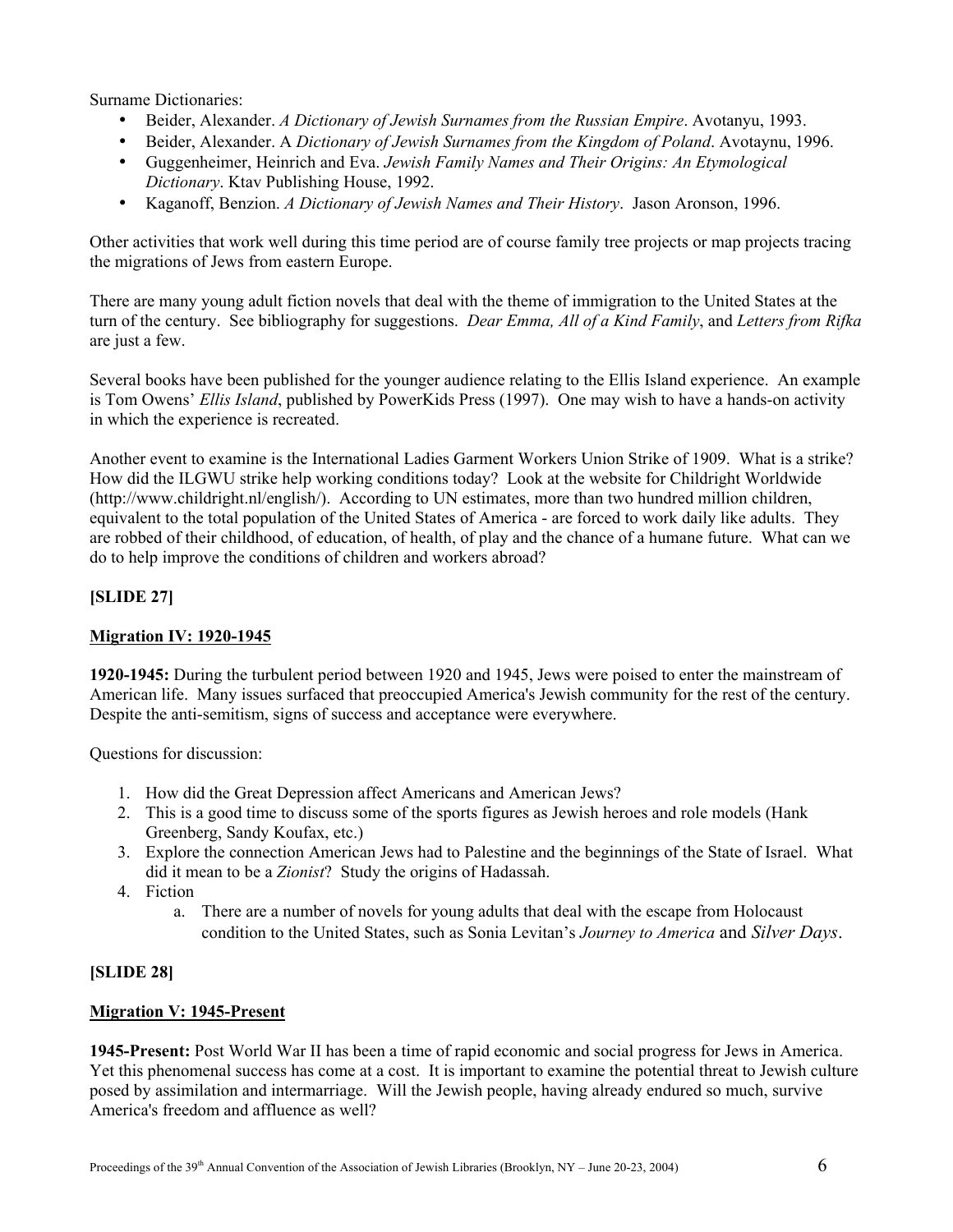Surname Dictionaries:

- Beider, Alexander. *A Dictionary of Jewish Surnames from the Russian Empire*. Avotanyu, 1993.
- Beider, Alexander. A *Dictionary of Jewish Surnames from the Kingdom of Poland*. Avotaynu, 1996.
- Guggenheimer, Heinrich and Eva. *Jewish Family Names and Their Origins: An Etymological Dictionary*. Ktav Publishing House, 1992.
- Kaganoff, Benzion. *A Dictionary of Jewish Names and Their History*. Jason Aronson, 1996.

Other activities that work well during this time period are of course family tree projects or map projects tracing the migrations of Jews from eastern Europe.

There are many young adult fiction novels that deal with the theme of immigration to the United States at the turn of the century. See bibliography for suggestions. *Dear Emma, All of a Kind Family*, and *Letters from Rifka* are just a few.

Several books have been published for the younger audience relating to the Ellis Island experience. An example is Tom Owens' *Ellis Island*, published by PowerKids Press (1997). One may wish to have a hands-on activity in which the experience is recreated.

Another event to examine is the International Ladies Garment Workers Union Strike of 1909. What is a strike? How did the ILGWU strike help working conditions today? Look at the website for Childright Worldwide (http://www.childright.nl/english/). According to UN estimates, more than two hundred million children, equivalent to the total population of the United States of America - are forced to work daily like adults. They are robbed of their childhood, of education, of health, of play and the chance of a humane future. What can we do to help improve the conditions of children and workers abroad?

**[SLIDE 27]**

## Migration IV: 1920-1945

**1920-1945:** During the turbulent period between 1920 and 1945, Jews were poised to enter the mainstream of American life. Many issues surfaced that preoccupied America's Jewish community for the rest of the century. Despite the anti-semitism, signs of success and acceptance were everywhere.

Questions for discussion:

1. How did the Great Depression affect Americans and American Jews?
2. This is a good time to discuss some of the sports figures as Jewish heroes and role models (Hank Greenberg, Sandy Koufax, etc.)
3. Explore the connection American Jews had to Palestine and the beginnings of the State of Israel. What did it mean to be a *Zionist*? Study the origins of Hadassah.
4. Fiction
    a. There are a number of novels for young adults that deal with the escape from Holocaust condition to the United States, such as Sonia Levitan's *Journey to America* and *Silver Days*.

**[SLIDE 28]**

## Migration V: 1945-Present

**1945-Present:** Post World War II has been a time of rapid economic and social progress for Jews in America. Yet this phenomenal success has come at a cost. It is important to examine the potential threat to Jewish culture posed by assimilation and intermarriage. Will the Jewish people, having already endured so much, survive America's freedom and affluence as well?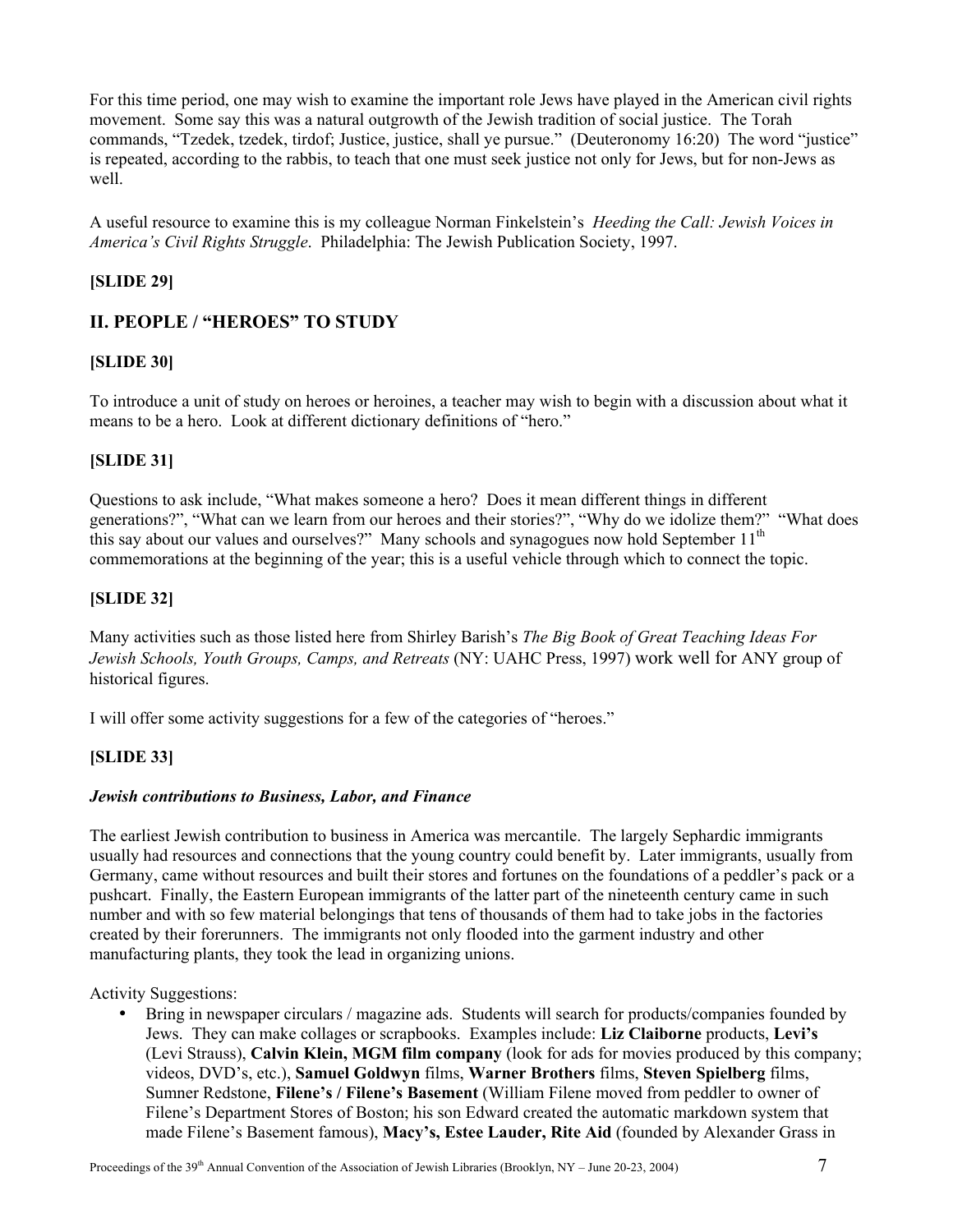For this time period, one may wish to examine the important role Jews have played in the American civil rights movement. Some say this was a natural outgrowth of the Jewish tradition of social justice. The Torah commands, "Tzedek, tzedek, tirdof; Justice, justice, shall ye pursue." (Deuteronomy 16:20) The word "justice" is repeated, according to the rabbis, to teach that one must seek justice not only for Jews, but for non-Jews as well.

A useful resource to examine this is my colleague Norman Finkelstein's *Heeding the Call: Jewish Voices in America's Civil Rights Struggle*. Philadelphia: The Jewish Publication Society, 1997.

**[SLIDE 29]**

## II. PEOPLE / "HEROES" TO STUDY

**[SLIDE 30]**

To introduce a unit of study on heroes or heroines, a teacher may wish to begin with a discussion about what it means to be a hero. Look at different dictionary definitions of "hero."

**[SLIDE 31]**

Questions to ask include, "What makes someone a hero? Does it mean different things in different generations?", "What can we learn from our heroes and their stories?", "Why do we idolize them?" "What does this say about our values and ourselves?" Many schools and synagogues now hold September 11th commemorations at the beginning of the year; this is a useful vehicle through which to connect the topic.

**[SLIDE 32]**

Many activities such as those listed here from Shirley Barish's *The Big Book of Great Teaching Ideas For Jewish Schools, Youth Groups, Camps, and Retreats* (NY: UAHC Press, 1997) work well for ANY group of historical figures.

I will offer some activity suggestions for a few of the categories of "heroes."

**[SLIDE 33]**

***Jewish contributions to Business, Labor, and Finance***

The earliest Jewish contribution to business in America was mercantile. The largely Sephardic immigrants usually had resources and connections that the young country could benefit by. Later immigrants, usually from Germany, came without resources and built their stores and fortunes on the foundations of a peddler's pack or a pushcart. Finally, the Eastern European immigrants of the latter part of the nineteenth century came in such number and with so few material belongings that tens of thousands of them had to take jobs in the factories created by their forerunners. The immigrants not only flooded into the garment industry and other manufacturing plants, they took the lead in organizing unions.

Activity Suggestions:

- Bring in newspaper circulars / magazine ads. Students will search for products/companies founded by Jews. They can make collages or scrapbooks. Examples include: **Liz Claiborne** products, **Levi's** (Levi Strauss), **Calvin Klein, MGM film company** (look for ads for movies produced by this company; videos, DVD's, etc.), **Samuel Goldwyn** films, **Warner Brothers** films, **Steven Spielberg** films, Sumner Redstone, **Filene's / Filene's Basement** (William Filene moved from peddler to owner of Filene's Department Stores of Boston; his son Edward created the automatic markdown system that made Filene's Basement famous), **Macy's, Estee Lauder, Rite Aid** (founded by Alexander Grass in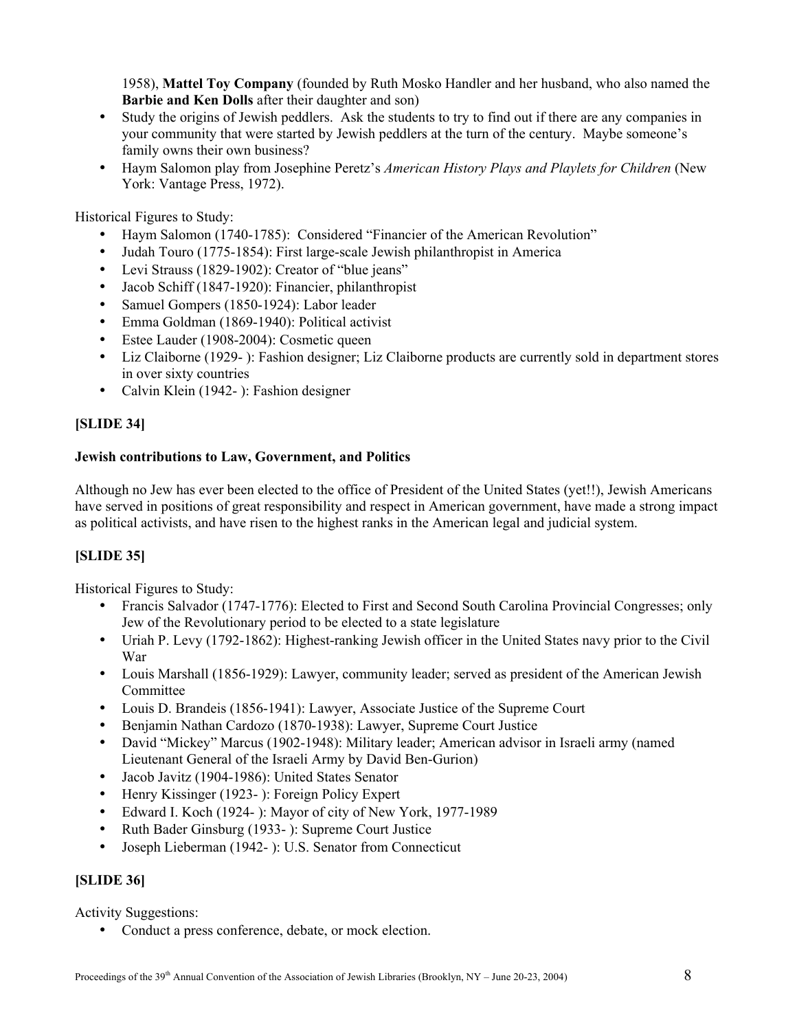1958), **Mattel Toy Company** (founded by Ruth Mosko Handler and her husband, who also named the **Barbie and Ken Dolls** after their daughter and son)
- Study the origins of Jewish peddlers. Ask the students to try to find out if there are any companies in your community that were started by Jewish peddlers at the turn of the century. Maybe someone's family owns their own business?
- Haym Salomon play from Josephine Peretz's *American History Plays and Playlets for Children* (New York: Vantage Press, 1972).

Historical Figures to Study:

- Haym Salomon (1740-1785): Considered "Financier of the American Revolution"
- Judah Touro (1775-1854): First large-scale Jewish philanthropist in America
- Levi Strauss (1829-1902): Creator of "blue jeans"
- Jacob Schiff (1847-1920): Financier, philanthropist
- Samuel Gompers (1850-1924): Labor leader
- Emma Goldman (1869-1940): Political activist
- Estee Lauder (1908-2004): Cosmetic queen
- Liz Claiborne (1929- ): Fashion designer; Liz Claiborne products are currently sold in department stores in over sixty countries
- Calvin Klein (1942- ): Fashion designer

**[SLIDE 34]**

**Jewish contributions to Law, Government, and Politics**

Although no Jew has ever been elected to the office of President of the United States (yet!!), Jewish Americans have served in positions of great responsibility and respect in American government, have made a strong impact as political activists, and have risen to the highest ranks in the American legal and judicial system.

**[SLIDE 35]**

Historical Figures to Study:

- Francis Salvador (1747-1776): Elected to First and Second South Carolina Provincial Congresses; only Jew of the Revolutionary period to be elected to a state legislature
- Uriah P. Levy (1792-1862): Highest-ranking Jewish officer in the United States navy prior to the Civil War
- Louis Marshall (1856-1929): Lawyer, community leader; served as president of the American Jewish Committee
- Louis D. Brandeis (1856-1941): Lawyer, Associate Justice of the Supreme Court
- Benjamin Nathan Cardozo (1870-1938): Lawyer, Supreme Court Justice
- David "Mickey" Marcus (1902-1948): Military leader; American advisor in Israeli army (named Lieutenant General of the Israeli Army by David Ben-Gurion)
- Jacob Javitz (1904-1986): United States Senator
- Henry Kissinger (1923- ): Foreign Policy Expert
- Edward I. Koch (1924- ): Mayor of city of New York, 1977-1989
- Ruth Bader Ginsburg (1933- ): Supreme Court Justice
- Joseph Lieberman (1942- ): U.S. Senator from Connecticut

**[SLIDE 36]**

Activity Suggestions:

- Conduct a press conference, debate, or mock election.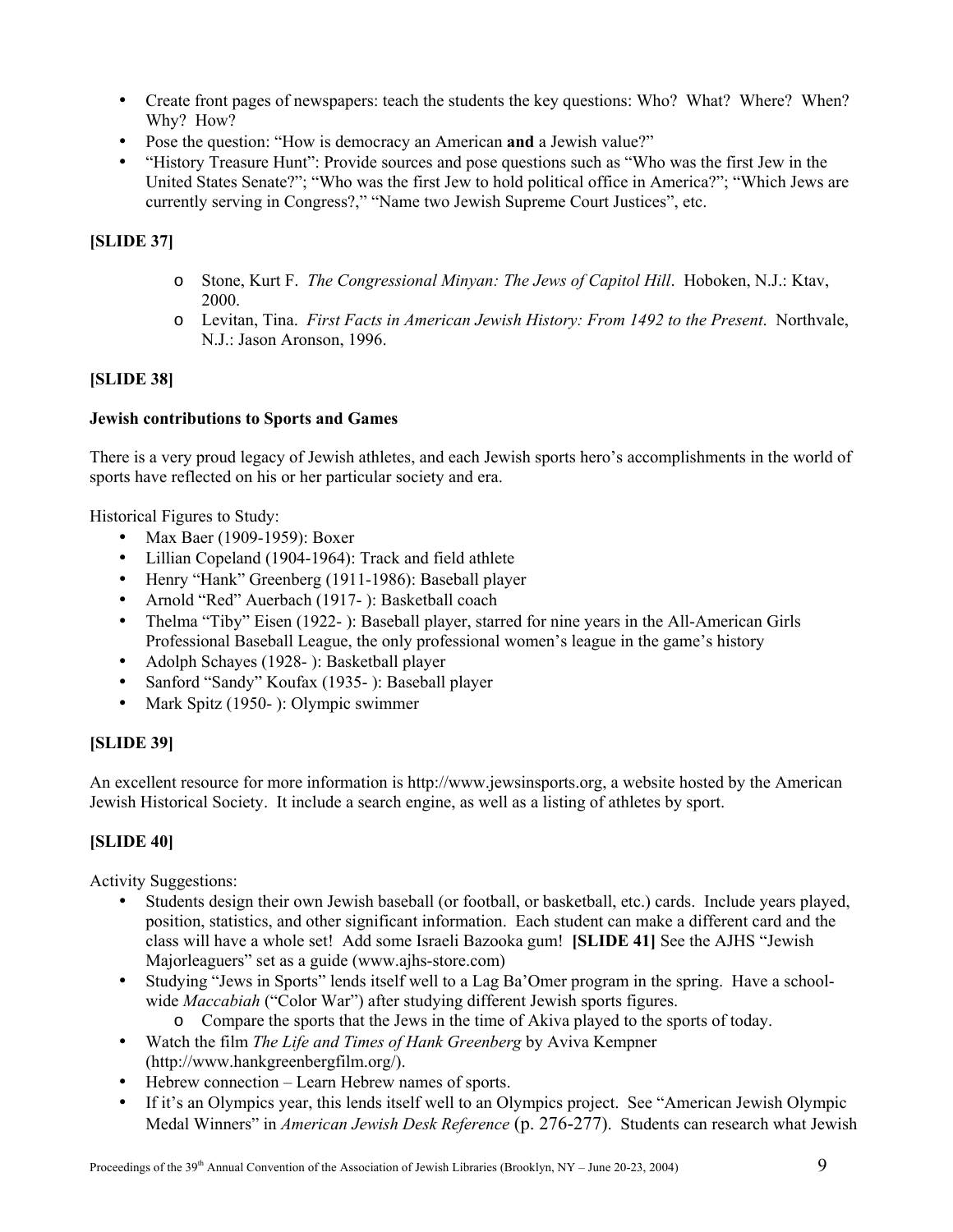- Create front pages of newspapers: teach the students the key questions: Who? What? Where? When? Why? How?
- Pose the question: "How is democracy an American **and** a Jewish value?"
- "History Treasure Hunt": Provide sources and pose questions such as "Who was the first Jew in the United States Senate?"; "Who was the first Jew to hold political office in America?"; "Which Jews are currently serving in Congress?," "Name two Jewish Supreme Court Justices", etc.

**[SLIDE 37]**

- Stone, Kurt F. *The Congressional Minyan: The Jews of Capitol Hill*. Hoboken, N.J.: Ktav, 2000.
- Levitan, Tina. *First Facts in American Jewish History: From 1492 to the Present*. Northvale, N.J.: Jason Aronson, 1996.

**[SLIDE 38]**

**Jewish contributions to Sports and Games**

There is a very proud legacy of Jewish athletes, and each Jewish sports hero's accomplishments in the world of sports have reflected on his or her particular society and era.

Historical Figures to Study:

- Max Baer (1909-1959): Boxer
- Lillian Copeland (1904-1964): Track and field athlete
- Henry "Hank" Greenberg (1911-1986): Baseball player
- Arnold "Red" Auerbach (1917- ): Basketball coach
- Thelma "Tiby" Eisen (1922- ): Baseball player, starred for nine years in the All-American Girls Professional Baseball League, the only professional women's league in the game's history
- Adolph Schayes (1928- ): Basketball player
- Sanford "Sandy" Koufax (1935- ): Baseball player
- Mark Spitz (1950- ): Olympic swimmer

**[SLIDE 39]**

An excellent resource for more information is http://www.jewsinsports.org, a website hosted by the American Jewish Historical Society. It include a search engine, as well as a listing of athletes by sport.

**[SLIDE 40]**

Activity Suggestions:

- Students design their own Jewish baseball (or football, or basketball, etc.) cards. Include years played, position, statistics, and other significant information. Each student can make a different card and the class will have a whole set! Add some Israeli Bazooka gum! **[SLIDE 41]** See the AJHS "Jewish Majorleaguers" set as a guide (www.ajhs-store.com)
- Studying "Jews in Sports" lends itself well to a Lag Ba'Omer program in the spring. Have a school-wide *Maccabiah* ("Color War") after studying different Jewish sports figures.
    - Compare the sports that the Jews in the time of Akiva played to the sports of today.
- Watch the film *The Life and Times of Hank Greenberg* by Aviva Kempner (http://www.hankgreenbergfilm.org/).
- Hebrew connection – Learn Hebrew names of sports.
- If it's an Olympics year, this lends itself well to an Olympics project. See "American Jewish Olympic Medal Winners" in *American Jewish Desk Reference* (p. 276-277). Students can research what Jewish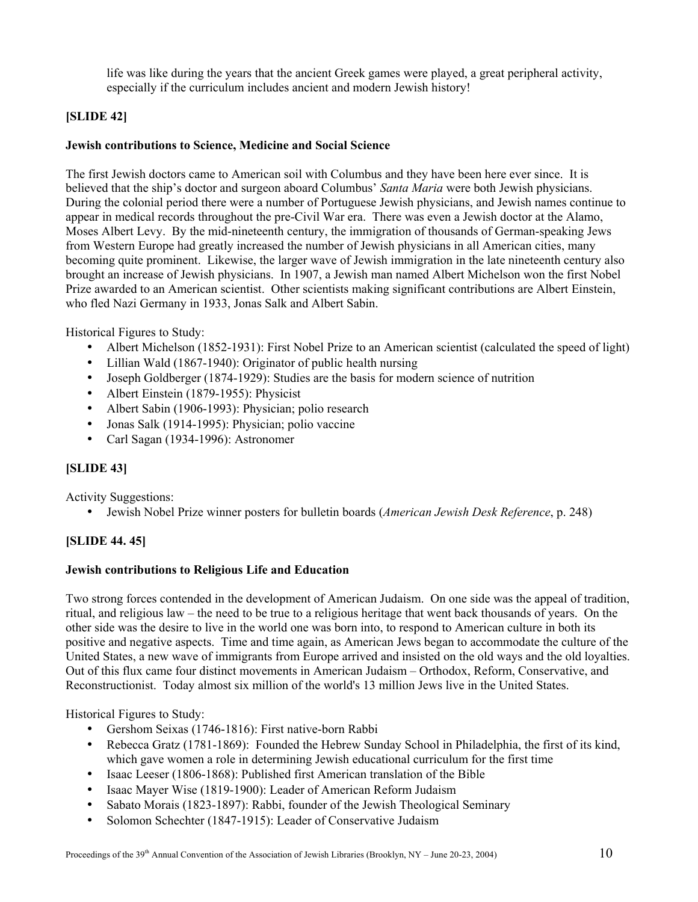life was like during the years that the ancient Greek games were played, a great peripheral activity, especially if the curriculum includes ancient and modern Jewish history!

**[SLIDE 42]**

**Jewish contributions to Science, Medicine and Social Science**

The first Jewish doctors came to American soil with Columbus and they have been here ever since. It is believed that the ship's doctor and surgeon aboard Columbus' *Santa Maria* were both Jewish physicians. During the colonial period there were a number of Portuguese Jewish physicians, and Jewish names continue to appear in medical records throughout the pre-Civil War era. There was even a Jewish doctor at the Alamo, Moses Albert Levy. By the mid-nineteenth century, the immigration of thousands of German-speaking Jews from Western Europe had greatly increased the number of Jewish physicians in all American cities, many becoming quite prominent. Likewise, the larger wave of Jewish immigration in the late nineteenth century also brought an increase of Jewish physicians. In 1907, a Jewish man named Albert Michelson won the first Nobel Prize awarded to an American scientist. Other scientists making significant contributions are Albert Einstein, who fled Nazi Germany in 1933, Jonas Salk and Albert Sabin.

Historical Figures to Study:

- Albert Michelson (1852-1931): First Nobel Prize to an American scientist (calculated the speed of light)
- Lillian Wald (1867-1940): Originator of public health nursing
- Joseph Goldberger (1874-1929): Studies are the basis for modern science of nutrition
- Albert Einstein (1879-1955): Physicist
- Albert Sabin (1906-1993): Physician; polio research
- Jonas Salk (1914-1995): Physician; polio vaccine
- Carl Sagan (1934-1996): Astronomer

**[SLIDE 43]**

Activity Suggestions:

- Jewish Nobel Prize winner posters for bulletin boards (*American Jewish Desk Reference*, p. 248)

**[SLIDE 44. 45]**

**Jewish contributions to Religious Life and Education**

Two strong forces contended in the development of American Judaism. On one side was the appeal of tradition, ritual, and religious law – the need to be true to a religious heritage that went back thousands of years. On the other side was the desire to live in the world one was born into, to respond to American culture in both its positive and negative aspects. Time and time again, as American Jews began to accommodate the culture of the United States, a new wave of immigrants from Europe arrived and insisted on the old ways and the old loyalties. Out of this flux came four distinct movements in American Judaism – Orthodox, Reform, Conservative, and Reconstructionist. Today almost six million of the world's 13 million Jews live in the United States.

Historical Figures to Study:

- Gershom Seixas (1746-1816): First native-born Rabbi
- Rebecca Gratz (1781-1869): Founded the Hebrew Sunday School in Philadelphia, the first of its kind, which gave women a role in determining Jewish educational curriculum for the first time
- Isaac Leeser (1806-1868): Published first American translation of the Bible
- Isaac Mayer Wise (1819-1900): Leader of American Reform Judaism
- Sabato Morais (1823-1897): Rabbi, founder of the Jewish Theological Seminary
- Solomon Schechter (1847-1915): Leader of Conservative Judaism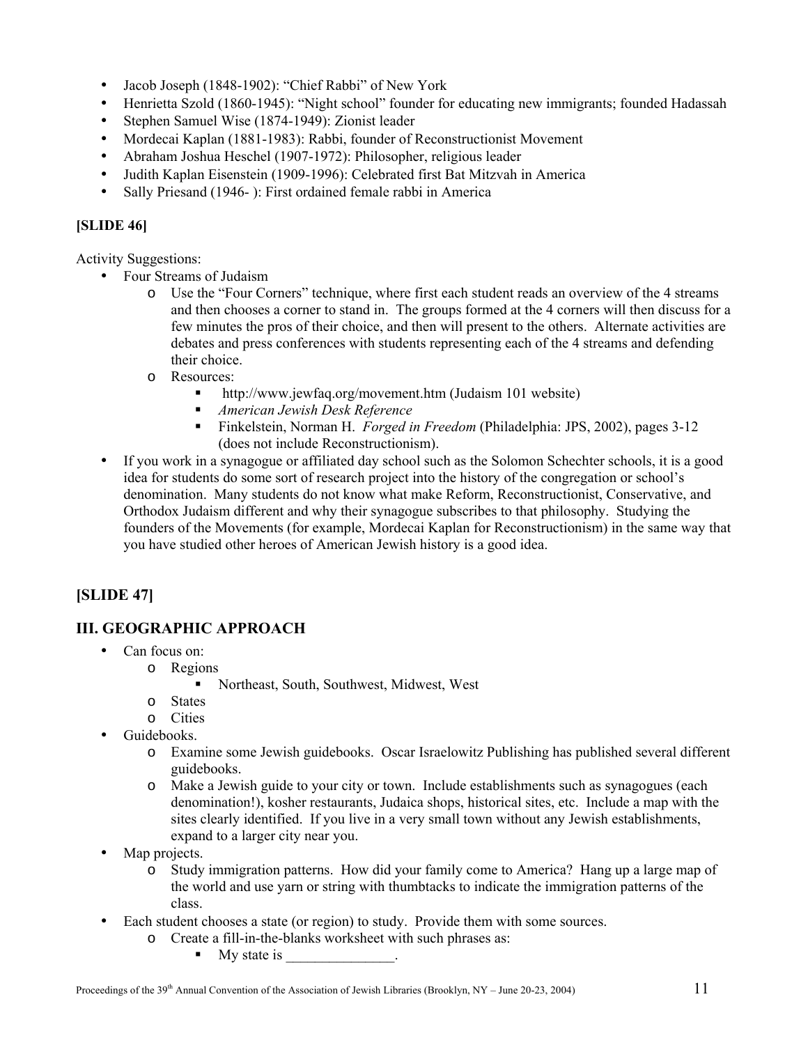- Jacob Joseph (1848-1902): “Chief Rabbi” of New York
- Henrietta Szold (1860-1945): “Night school” founder for educating new immigrants; founded Hadassah
- Stephen Samuel Wise (1874-1949): Zionist leader
- Mordecai Kaplan (1881-1983): Rabbi, founder of Reconstructionist Movement
- Abraham Joshua Heschel (1907-1972): Philosopher, religious leader
- Judith Kaplan Eisenstein (1909-1996): Celebrated first Bat Mitzvah in America
- Sally Priesand (1946- ): First ordained female rabbi in America

**[SLIDE 46]**

Activity Suggestions:

- Four Streams of Judaism
  - Use the “Four Corners” technique, where first each student reads an overview of the 4 streams and then chooses a corner to stand in. The groups formed at the 4 corners will then discuss for a few minutes the pros of their choice, and then will present to the others. Alternate activities are debates and press conferences with students representing each of the 4 streams and defending their choice.
  - Resources:
    - http://www.jewfaq.org/movement.htm (Judaism 101 website)
    - *American Jewish Desk Reference*
    - Finkelstein, Norman H. *Forged in Freedom* (Philadelphia: JPS, 2002), pages 3-12 (does not include Reconstructionism).
- If you work in a synagogue or affiliated day school such as the Solomon Schechter schools, it is a good idea for students do some sort of research project into the history of the congregation or school’s denomination. Many students do not know what make Reform, Reconstructionist, Conservative, and Orthodox Judaism different and why their synagogue subscribes to that philosophy. Studying the founders of the Movements (for example, Mordecai Kaplan for Reconstructionism) in the same way that you have studied other heroes of American Jewish history is a good idea.

## [SLIDE 47]

## III. GEOGRAPHIC APPROACH

- Can focus on:
  - Regions
    - Northeast, South, Southwest, Midwest, West
  - States
  - Cities
- Guidebooks.
  - Examine some Jewish guidebooks. Oscar Israelowitz Publishing has published several different guidebooks.
  - Make a Jewish guide to your city or town. Include establishments such as synagogues (each denomination!), kosher restaurants, Judaica shops, historical sites, etc. Include a map with the sites clearly identified. If you live in a very small town without any Jewish establishments, expand to a larger city near you.
- Map projects.
  - Study immigration patterns. How did your family come to America? Hang up a large map of the world and use yarn or string with thumbtacks to indicate the immigration patterns of the class.
- Each student chooses a state (or region) to study. Provide them with some sources.
  - Create a fill-in-the-blanks worksheet with such phrases as:
    - My state is _______________.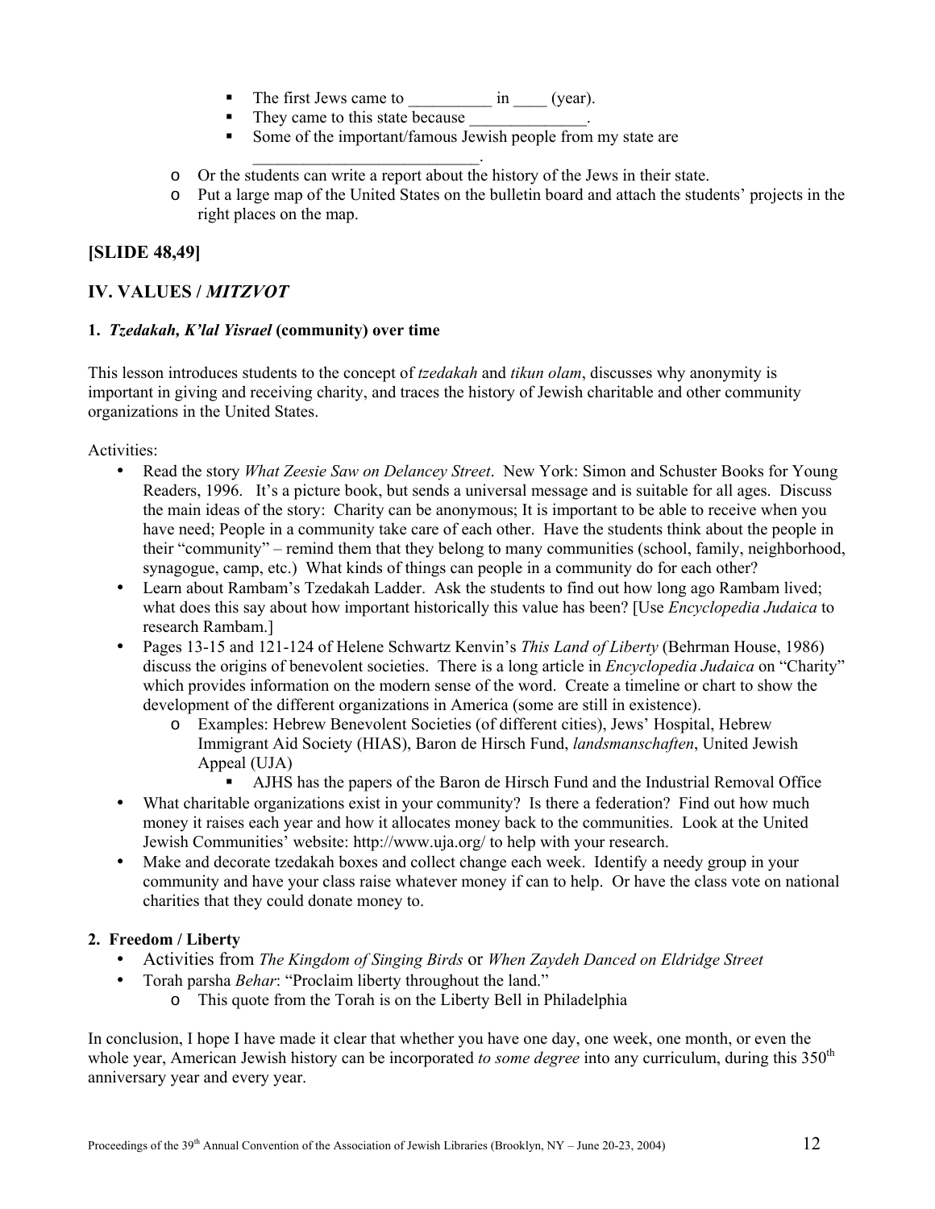- The first Jews came to __________ in ____ (year).
    - They came to this state because ______________.
    - Some of the important/famous Jewish people from my state are ___________________________.
  - Or the students can write a report about the history of the Jews in their state.
  - Put a large map of the United States on the bulletin board and attach the students' projects in the right places on the map.

**[SLIDE 48,49]**

## IV. VALUES / *MITZVOT*

### 1. *Tzedakah, K'lal Yisrael* (community) over time

This lesson introduces students to the concept of *tzedakah* and *tikun olam*, discusses why anonymity is important in giving and receiving charity, and traces the history of Jewish charitable and other community organizations in the United States.

Activities:

- Read the story *What Zeesie Saw on Delancey Street*. New York: Simon and Schuster Books for Young Readers, 1996. It's a picture book, but sends a universal message and is suitable for all ages. Discuss the main ideas of the story: Charity can be anonymous; It is important to be able to receive when you have need; People in a community take care of each other. Have the students think about the people in their "community" – remind them that they belong to many communities (school, family, neighborhood, synagogue, camp, etc.) What kinds of things can people in a community do for each other?
- Learn about Rambam's Tzedakah Ladder. Ask the students to find out how long ago Rambam lived; what does this say about how important historically this value has been? [Use *Encyclopedia Judaica* to research Rambam.]
- Pages 13-15 and 121-124 of Helene Schwartz Kenvin's *This Land of Liberty* (Behrman House, 1986) discuss the origins of benevolent societies. There is a long article in *Encyclopedia Judaica* on "Charity" which provides information on the modern sense of the word. Create a timeline or chart to show the development of the different organizations in America (some are still in existence).
  - Examples: Hebrew Benevolent Societies (of different cities), Jews' Hospital, Hebrew Immigrant Aid Society (HIAS), Baron de Hirsch Fund, *landsmanschaften*, United Jewish Appeal (UJA)
    - AJHS has the papers of the Baron de Hirsch Fund and the Industrial Removal Office
- What charitable organizations exist in your community? Is there a federation? Find out how much money it raises each year and how it allocates money back to the communities. Look at the United Jewish Communities' website: http://www.uja.org/ to help with your research.
- Make and decorate tzedakah boxes and collect change each week. Identify a needy group in your community and have your class raise whatever money if can to help. Or have the class vote on national charities that they could donate money to.

### 2. Freedom / Liberty

- Activities from *The Kingdom of Singing Birds* or *When Zaydeh Danced on Eldridge Street*
- Torah parsha *Behar*: "Proclaim liberty throughout the land."
  - This quote from the Torah is on the Liberty Bell in Philadelphia

In conclusion, I hope I have made it clear that whether you have one day, one week, one month, or even the whole year, American Jewish history can be incorporated *to some degree* into any curriculum, during this 350th anniversary year and every year.